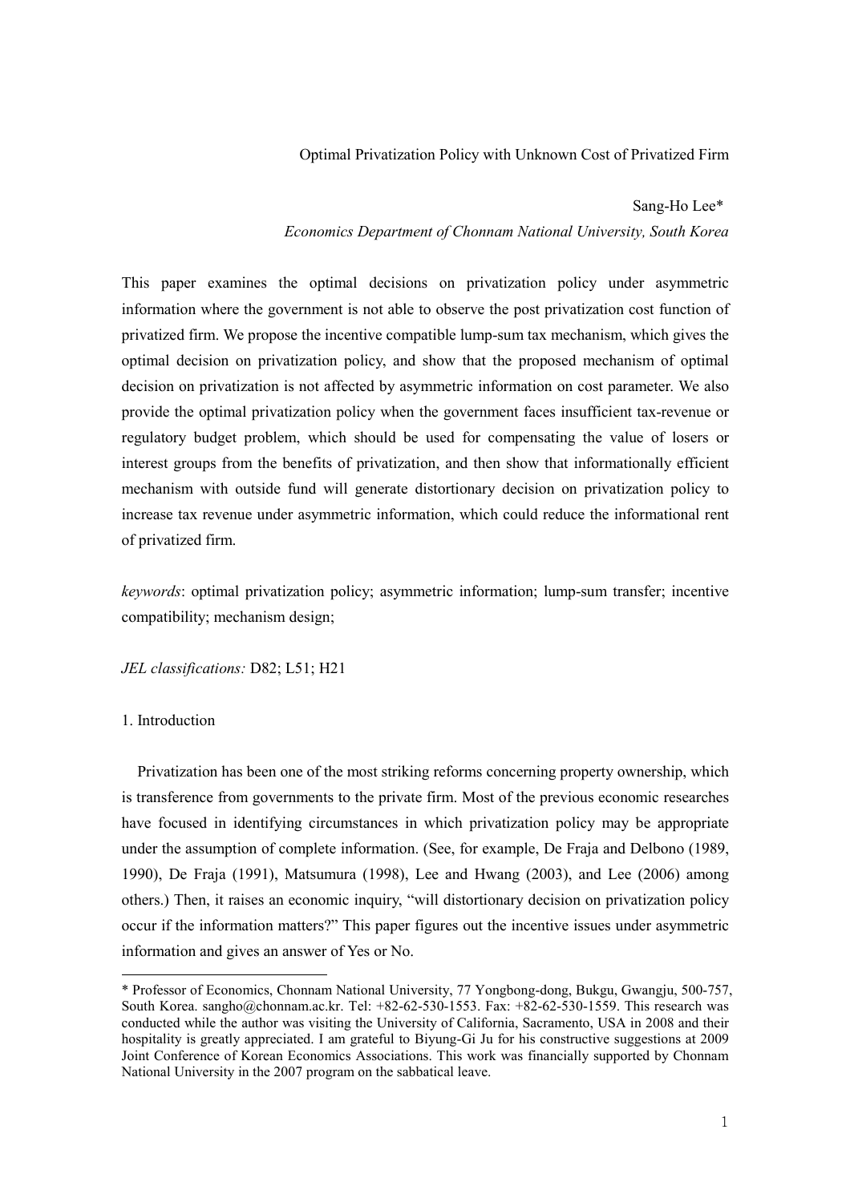# Optimal Privatization Policy with Unknown Cost of Privatized Firm

Sang-Ho Lee*

*Economics Department of Chonnam National University, South Korea*

This paper examines the optimal decisions on privatization policy under asymmetric information where the government is not able to observe the post privatization cost function of privatized firm. We propose the incentive compatible lump-sum tax mechanism, which gives the optimal decision on privatization policy, and show that the proposed mechanism of optimal decision on privatization is not affected by asymmetric information on cost parameter. We also provide the optimal privatization policy when the government faces insufficient tax-revenue or regulatory budget problem, which should be used for compensating the value of losers or interest groups from the benefits of privatization, and then show that informationally efficient mechanism with outside fund will generate distortionary decision on privatization policy to increase tax revenue under asymmetric information, which could reduce the informational rent of privatized firm.

*keywords*: optimal privatization policy; asymmetric information; lump-sum transfer; incentive compatibility; mechanism design;

*JEL classifications:* D82; L51; H21

## 1. Introduction

Privatization has been one of the most striking reforms concerning property ownership, which is transference from governments to the private firm. Most of the previous economic researches have focused in identifying circumstances in which privatization policy may be appropriate under the assumption of complete information. (See, for example, De Fraja and Delbono (1989, 1990), De Fraja (1991), Matsumura (1998), Lee and Hwang (2003), and Lee (2006) among others.) Then, it raises an economic inquiry, "will distortionary decision on privatization policy occur if the information matters?" This paper figures out the incentive issues under asymmetric information and gives an answer of Yes or No.

---

* Professor of Economics, Chonnam National University, 77 Yongbong-dong, Bukgu, Gwangju, 500-757, South Korea. sangho@chonnam.ac.kr. Tel: +82-62-530-1553. Fax: +82-62-530-1559. This research was conducted while the author was visiting the University of California, Sacramento, USA in 2008 and their hospitality is greatly appreciated. I am grateful to Biyung-Gi Ju for his constructive suggestions at 2009 Joint Conference of Korean Economics Associations. This work was financially supported by Chonnam National University in the 2007 program on the sabbatical leave.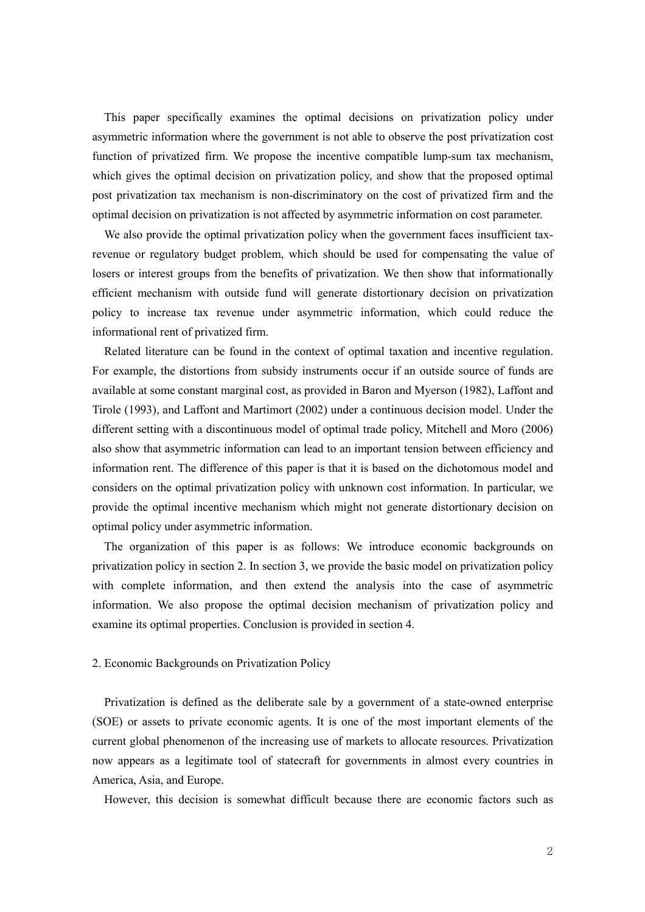This paper specifically examines the optimal decisions on privatization policy under asymmetric information where the government is not able to observe the post privatization cost function of privatized firm. We propose the incentive compatible lump-sum tax mechanism, which gives the optimal decision on privatization policy, and show that the proposed optimal post privatization tax mechanism is non-discriminatory on the cost of privatized firm and the optimal decision on privatization is not affected by asymmetric information on cost parameter.

We also provide the optimal privatization policy when the government faces insufficient tax-revenue or regulatory budget problem, which should be used for compensating the value of losers or interest groups from the benefits of privatization. We then show that informationally efficient mechanism with outside fund will generate distortionary decision on privatization policy to increase tax revenue under asymmetric information, which could reduce the informational rent of privatized firm.

Related literature can be found in the context of optimal taxation and incentive regulation. For example, the distortions from subsidy instruments occur if an outside source of funds are available at some constant marginal cost, as provided in Baron and Myerson (1982), Laffont and Tirole (1993), and Laffont and Martimort (2002) under a continuous decision model. Under the different setting with a discontinuous model of optimal trade policy, Mitchell and Moro (2006) also show that asymmetric information can lead to an important tension between efficiency and information rent. The difference of this paper is that it is based on the dichotomous model and considers on the optimal privatization policy with unknown cost information. In particular, we provide the optimal incentive mechanism which might not generate distortionary decision on optimal policy under asymmetric information.

The organization of this paper is as follows: We introduce economic backgrounds on privatization policy in section 2. In section 3, we provide the basic model on privatization policy with complete information, and then extend the analysis into the case of asymmetric information. We also propose the optimal decision mechanism of privatization policy and examine its optimal properties. Conclusion is provided in section 4.

## 2. Economic Backgrounds on Privatization Policy

Privatization is defined as the deliberate sale by a government of a state-owned enterprise (SOE) or assets to private economic agents. It is one of the most important elements of the current global phenomenon of the increasing use of markets to allocate resources. Privatization now appears as a legitimate tool of statecraft for governments in almost every countries in America, Asia, and Europe.

However, this decision is somewhat difficult because there are economic factors such as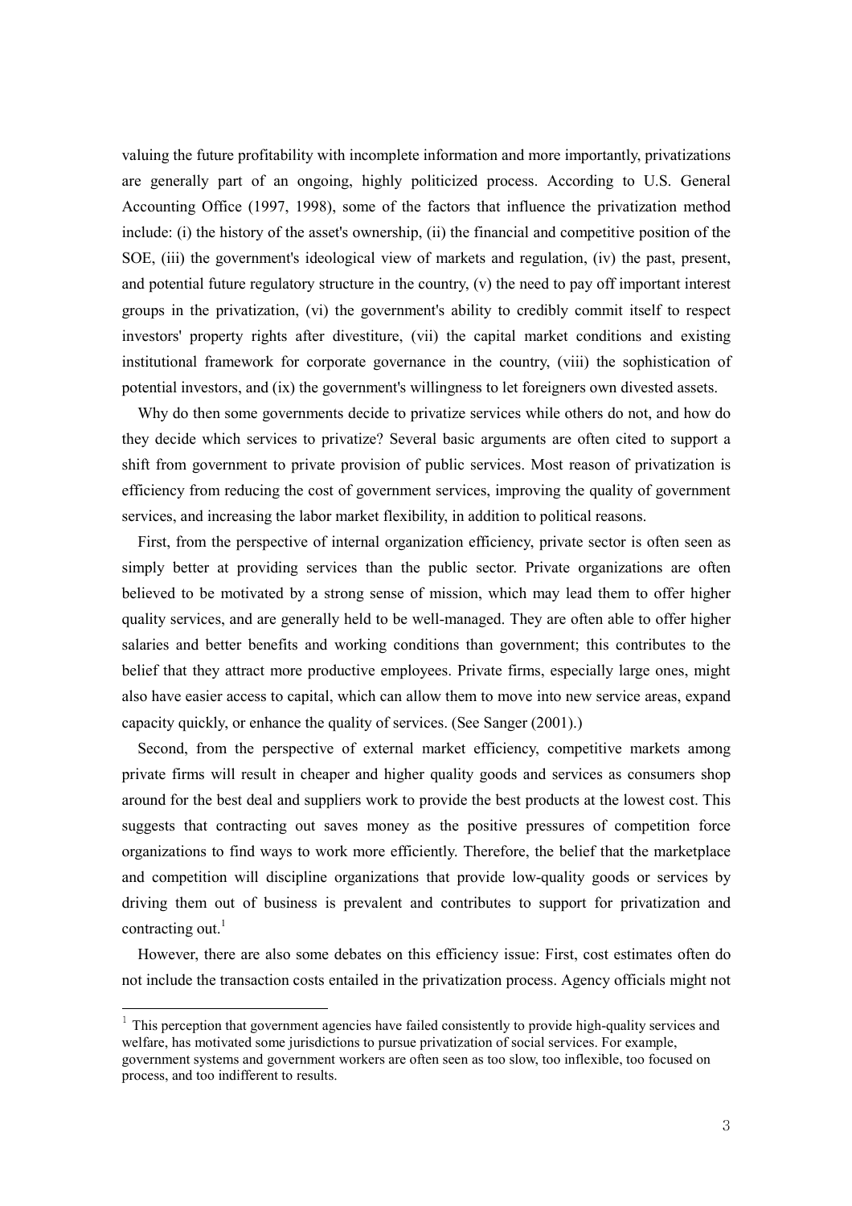valuing the future profitability with incomplete information and more importantly, privatizations are generally part of an ongoing, highly politicized process. According to U.S. General Accounting Office (1997, 1998), some of the factors that influence the privatization method include: (i) the history of the asset's ownership, (ii) the financial and competitive position of the SOE, (iii) the government's ideological view of markets and regulation, (iv) the past, present, and potential future regulatory structure in the country, (v) the need to pay off important interest groups in the privatization, (vi) the government's ability to credibly commit itself to respect investors' property rights after divestiture, (vii) the capital market conditions and existing institutional framework for corporate governance in the country, (viii) the sophistication of potential investors, and (ix) the government's willingness to let foreigners own divested assets.

Why do then some governments decide to privatize services while others do not, and how do they decide which services to privatize? Several basic arguments are often cited to support a shift from government to private provision of public services. Most reason of privatization is efficiency from reducing the cost of government services, improving the quality of government services, and increasing the labor market flexibility, in addition to political reasons.

First, from the perspective of internal organization efficiency, private sector is often seen as simply better at providing services than the public sector. Private organizations are often believed to be motivated by a strong sense of mission, which may lead them to offer higher quality services, and are generally held to be well-managed. They are often able to offer higher salaries and better benefits and working conditions than government; this contributes to the belief that they attract more productive employees. Private firms, especially large ones, might also have easier access to capital, which can allow them to move into new service areas, expand capacity quickly, or enhance the quality of services. (See Sanger (2001).)

Second, from the perspective of external market efficiency, competitive markets among private firms will result in cheaper and higher quality goods and services as consumers shop around for the best deal and suppliers work to provide the best products at the lowest cost. This suggests that contracting out saves money as the positive pressures of competition force organizations to find ways to work more efficiently. Therefore, the belief that the marketplace and competition will discipline organizations that provide low-quality goods or services by driving them out of business is prevalent and contributes to support for privatization and contracting out.[1]

However, there are also some debates on this efficiency issue: First, cost estimates often do not include the transaction costs entailed in the privatization process. Agency officials might not

[1] This perception that government agencies have failed consistently to provide high-quality services and welfare, has motivated some jurisdictions to pursue privatization of social services. For example, government systems and government workers are often seen as too slow, too inflexible, too focused on process, and too indifferent to results.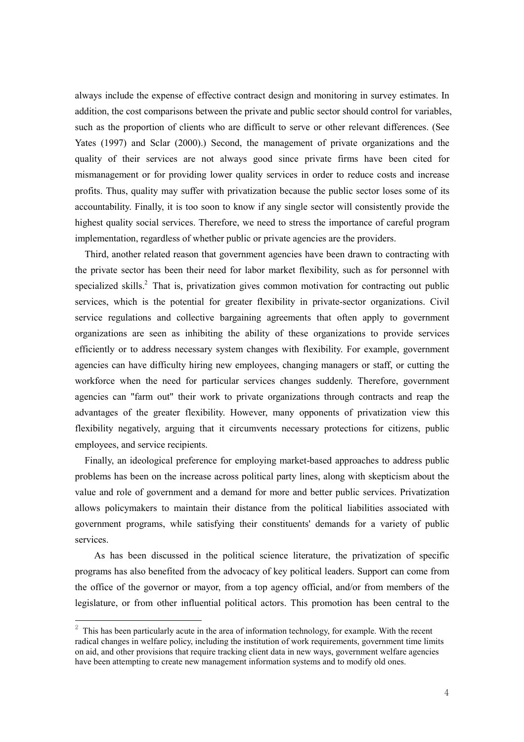always include the expense of effective contract design and monitoring in survey estimates. In addition, the cost comparisons between the private and public sector should control for variables, such as the proportion of clients who are difficult to serve or other relevant differences. (See Yates (1997) and Sclar (2000).) Second, the management of private organizations and the quality of their services are not always good since private firms have been cited for mismanagement or for providing lower quality services in order to reduce costs and increase profits. Thus, quality may suffer with privatization because the public sector loses some of its accountability. Finally, it is too soon to know if any single sector will consistently provide the highest quality social services. Therefore, we need to stress the importance of careful program implementation, regardless of whether public or private agencies are the providers.

Third, another related reason that government agencies have been drawn to contracting with the private sector has been their need for labor market flexibility, such as for personnel with specialized skills.[2] That is, privatization gives common motivation for contracting out public services, which is the potential for greater flexibility in private-sector organizations. Civil service regulations and collective bargaining agreements that often apply to government organizations are seen as inhibiting the ability of these organizations to provide services efficiently or to address necessary system changes with flexibility. For example, government agencies can have difficulty hiring new employees, changing managers or staff, or cutting the workforce when the need for particular services changes suddenly. Therefore, government agencies can "farm out" their work to private organizations through contracts and reap the advantages of the greater flexibility. However, many opponents of privatization view this flexibility negatively, arguing that it circumvents necessary protections for citizens, public employees, and service recipients.

Finally, an ideological preference for employing market-based approaches to address public problems has been on the increase across political party lines, along with skepticism about the value and role of government and a demand for more and better public services. Privatization allows policymakers to maintain their distance from the political liabilities associated with government programs, while satisfying their constituents' demands for a variety of public services.

As has been discussed in the political science literature, the privatization of specific programs has also benefited from the advocacy of key political leaders. Support can come from the office of the governor or mayor, from a top agency official, and/or from members of the legislature, or from other influential political actors. This promotion has been central to the

[2] This has been particularly acute in the area of information technology, for example. With the recent radical changes in welfare policy, including the institution of work requirements, government time limits on aid, and other provisions that require tracking client data in new ways, government welfare agencies have been attempting to create new management information systems and to modify old ones.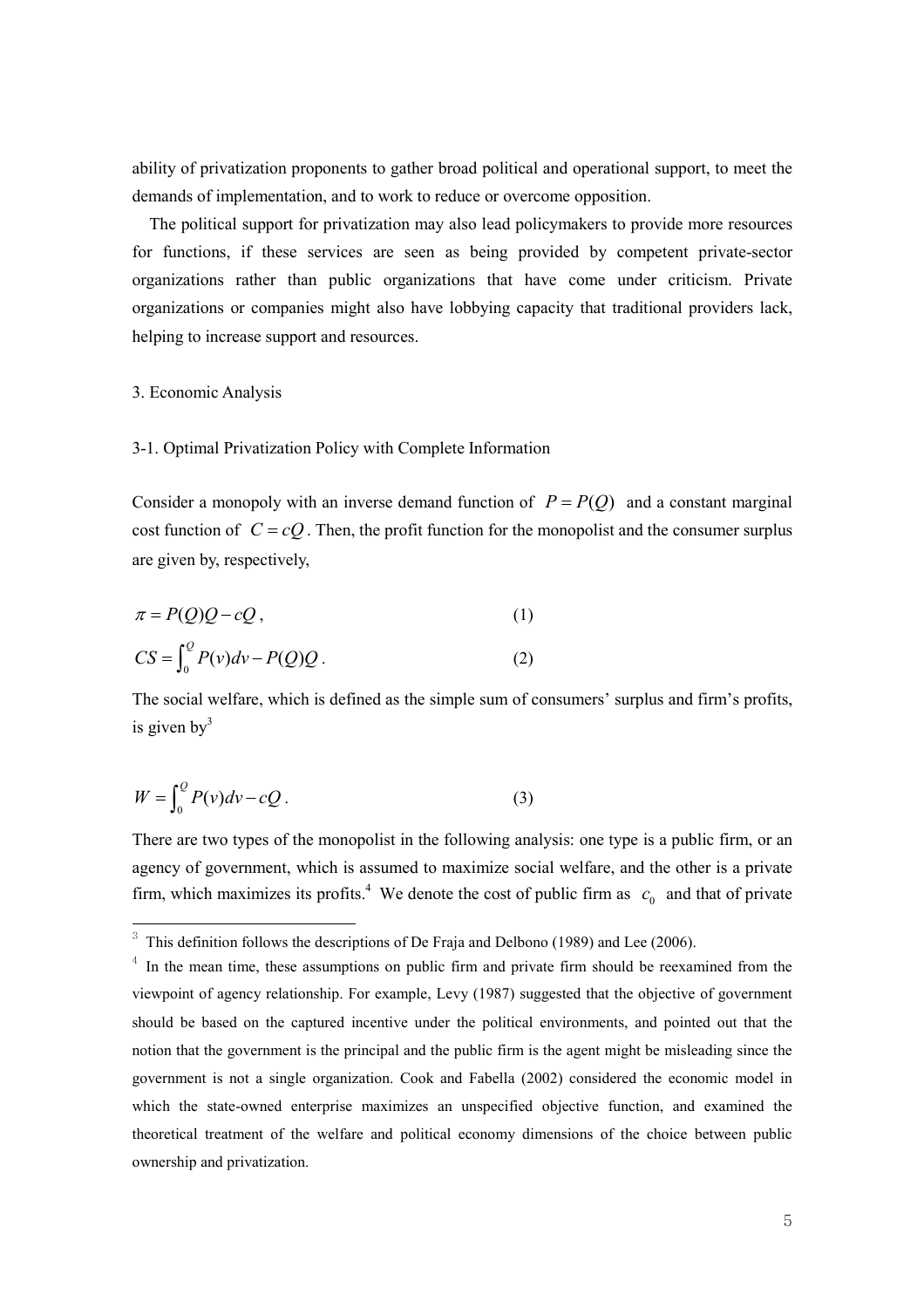ability of privatization proponents to gather broad political and operational support, to meet the demands of implementation, and to work to reduce or overcome opposition.

The political support for privatization may also lead policymakers to provide more resources for functions, if these services are seen as being provided by competent private-sector organizations rather than public organizations that have come under criticism. Private organizations or companies might also have lobbying capacity that traditional providers lack, helping to increase support and resources.

## 3. Economic Analysis

### 3-1. Optimal Privatization Policy with Complete Information

Consider a monopoly with an inverse demand function of $P = P(Q)$ and a constant marginal cost function of $C = cQ$. Then, the profit function for the monopolist and the consumer surplus are given by, respectively,

$$\pi = P(Q)Q - cQ, \tag{1}$$

$$CS = \int_0^Q P(v)dv - P(Q)Q. \tag{2}$$

The social welfare, which is defined as the simple sum of consumers' surplus and firm's profits, is given by[3]

$$W = \int_0^Q P(v)dv - cQ. \tag{3}$$

There are two types of the monopolist in the following analysis: one type is a public firm, or an agency of government, which is assumed to maximize social welfare, and the other is a private firm, which maximizes its profits.[4] We denote the cost of public firm as $c_0$ and that of private

---

[3] This definition follows the descriptions of De Fraja and Delbono (1989) and Lee (2006).

[4] In the mean time, these assumptions on public firm and private firm should be reexamined from the viewpoint of agency relationship. For example, Levy (1987) suggested that the objective of government should be based on the captured incentive under the political environments, and pointed out that the notion that the government is the principal and the public firm is the agent might be misleading since the government is not a single organization. Cook and Fabella (2002) considered the economic model in which the state-owned enterprise maximizes an unspecified objective function, and examined the theoretical treatment of the welfare and political economy dimensions of the choice between public ownership and privatization.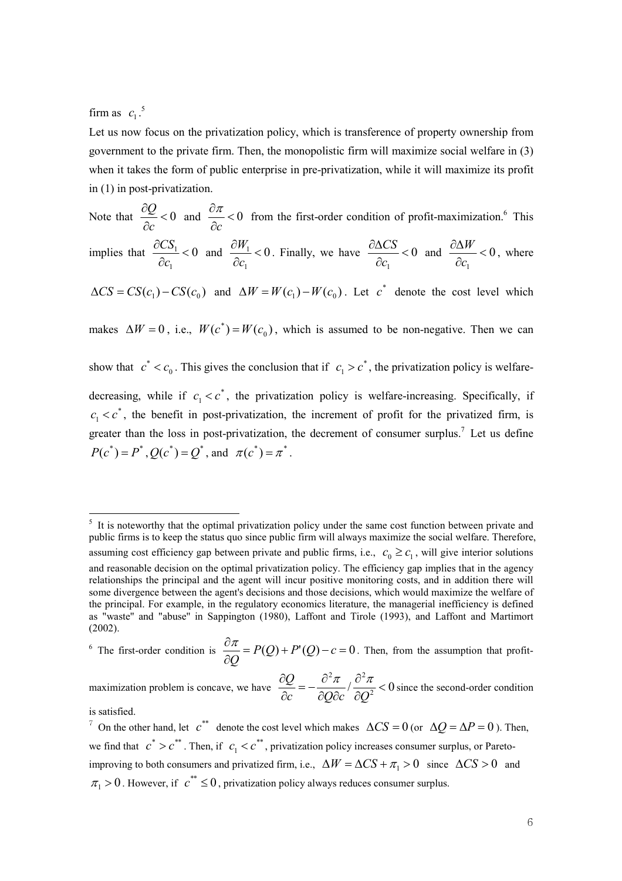firm as $c_1$.[5]

Let us now focus on the privatization policy, which is transference of property ownership from government to the private firm. Then, the monopolistic firm will maximize social welfare in (3) when it takes the form of public enterprise in pre-privatization, while it will maximize its profit in (1) in post-privatization.

Note that $\frac{\partial Q}{\partial c} < 0$ and $\frac{\partial \pi}{\partial c} < 0$ from the first-order condition of profit-maximization.[6] This implies that $\frac{\partial CS_1}{\partial c_1} < 0$ and $\frac{\partial W_1}{\partial c_1} < 0$. Finally, we have $\frac{\partial \Delta CS}{\partial c_1} < 0$ and $\frac{\partial \Delta W}{\partial c_1} < 0$, where $\Delta CS = CS(c_1) - CS(c_0)$ and $\Delta W = W(c_1) - W(c_0)$. Let $c^*$ denote the cost level which makes $\Delta W = 0$, i.e., $W(c^*) = W(c_0)$, which is assumed to be non-negative. Then we can show that $c^* < c_0$. This gives the conclusion that if $c_1 > c^*$, the privatization policy is welfare-decreasing, while if $c_1 < c^*$, the privatization policy is welfare-increasing. Specifically, if $c_1 < c^*$, the benefit in post-privatization, the increment of profit for the privatized firm, is greater than the loss in post-privatization, the decrement of consumer surplus.[7] Let us define $P(c^*) = P^*$, $Q(c^*) = Q^*$, and $\pi(c^*) = \pi^*$.

---

[5] It is noteworthy that the optimal privatization policy under the same cost function between private and public firms is to keep the status quo since public firm will always maximize the social welfare. Therefore, assuming cost efficiency gap between private and public firms, i.e., $c_0 \geq c_1$, will give interior solutions and reasonable decision on the optimal privatization policy. The efficiency gap implies that in the agency relationships the principal and the agent will incur positive monitoring costs, and in addition there will some divergence between the agent's decisions and those decisions, which would maximize the welfare of the principal. For example, in the regulatory economics literature, the managerial inefficiency is defined as "waste" and "abuse" in Sappington (1980), Laffont and Tirole (1993), and Laffont and Martimort (2002).

[6] The first-order condition is $\frac{\partial \pi}{\partial Q} = P(Q) + P'(Q) - c = 0$. Then, from the assumption that profit-maximization problem is concave, we have $\frac{\partial Q}{\partial c} = -\frac{\partial^2 \pi}{\partial Q \partial c} / \frac{\partial^2 \pi}{\partial Q^2} < 0$ since the second-order condition is satisfied.

[7] On the other hand, let $c^{**}$ denote the cost level which makes $\Delta CS = 0$ (or $\Delta Q = \Delta P = 0$). Then, we find that $c^* > c^{**}$. Then, if $c_1 < c^{**}$, privatization policy increases consumer surplus, or Pareto-improving to both consumers and privatized firm, i.e., $\Delta W = \Delta CS + \pi_1 > 0$ since $\Delta CS > 0$ and $\pi_1 > 0$. However, if $c^{**} \leq 0$, privatization policy always reduces consumer surplus.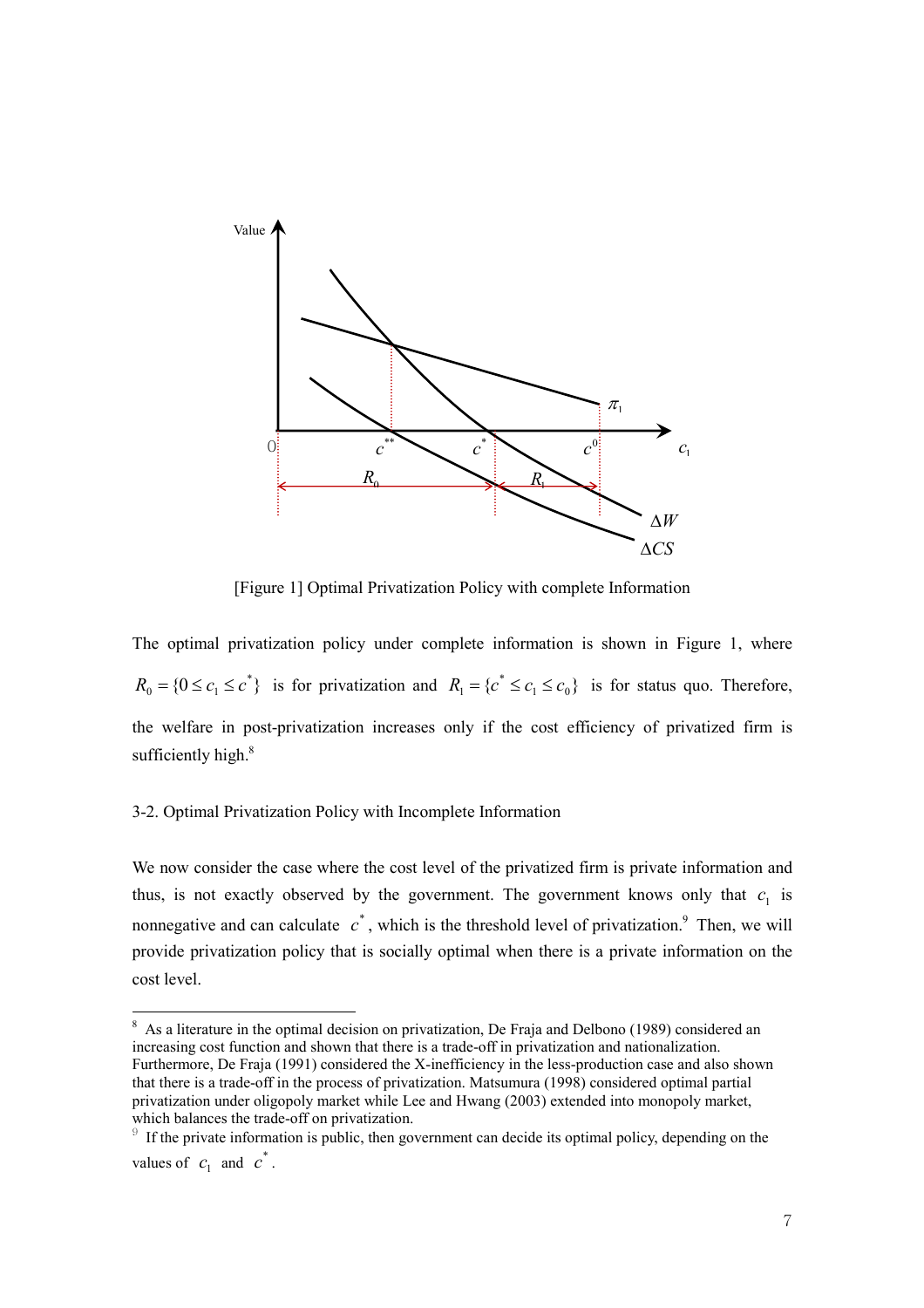[Figure 1] Optimal Privatization Policy with complete Information

The optimal privatization policy under complete information is shown in Figure 1, where $R_0 = \{0 \le c_1 \le c^*\}$ is for privatization and $R_1 = \{c^* \le c_1 \le c_0\}$ is for status quo. Therefore, the welfare in post-privatization increases only if the cost efficiency of privatized firm is sufficiently high.[8]

### 3-2. Optimal Privatization Policy with Incomplete Information

We now consider the case where the cost level of the privatized firm is private information and thus, is not exactly observed by the government. The government knows only that $c_1$ is nonnegative and can calculate $c^*$, which is the threshold level of privatization.[9] Then, we will provide privatization policy that is socially optimal when there is a private information on the cost level.

---

[8] As a literature in the optimal decision on privatization, De Fraja and Delbono (1989) considered an increasing cost function and shown that there is a trade-off in privatization and nationalization. Furthermore, De Fraja (1991) considered the X-inefficiency in the less-production case and also shown that there is a trade-off in the process of privatization. Matsumura (1998) considered optimal partial privatization under oligopoly market while Lee and Hwang (2003) extended into monopoly market, which balances the trade-off on privatization.

[9] If the private information is public, then government can decide its optimal policy, depending on the values of $c_1$ and $c^*$.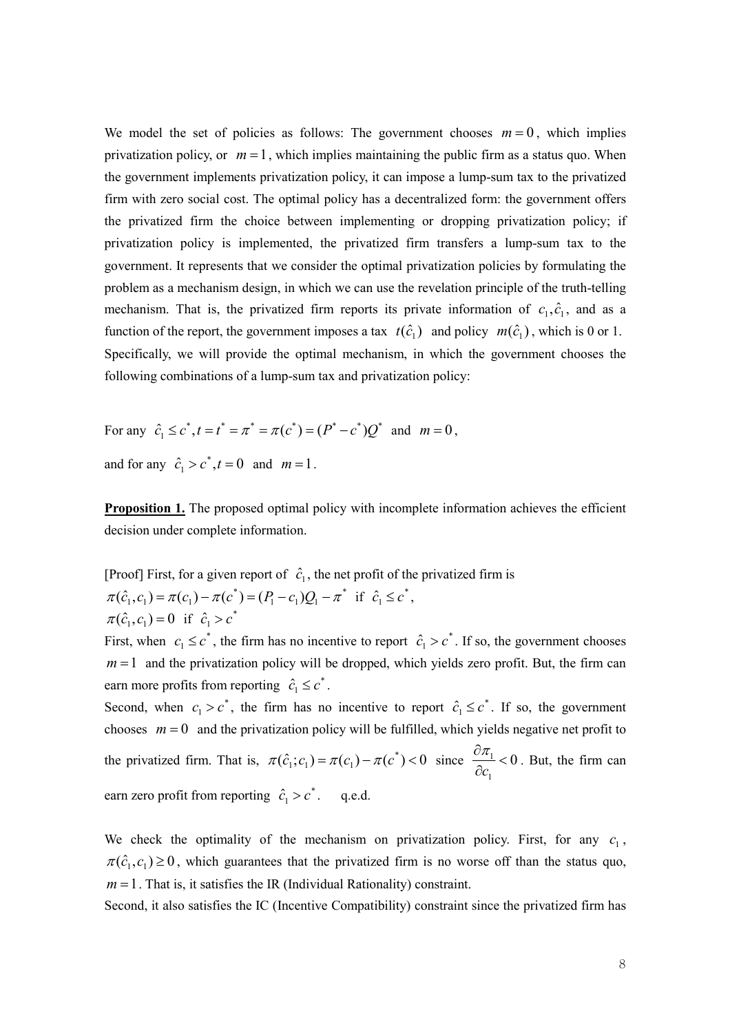We model the set of policies as follows: The government chooses $m = 0$, which implies privatization policy, or $m = 1$, which implies maintaining the public firm as a status quo. When the government implements privatization policy, it can impose a lump-sum tax to the privatized firm with zero social cost. The optimal policy has a decentralized form: the government offers the privatized firm the choice between implementing or dropping privatization policy; if privatization policy is implemented, the privatized firm transfers a lump-sum tax to the government. It represents that we consider the optimal privatization policies by formulating the problem as a mechanism design, in which we can use the revelation principle of the truth-telling mechanism. That is, the privatized firm reports its private information of $c_1, \hat{c}_1$, and as a function of the report, the government imposes a tax $t(\hat{c}_1)$ and policy $m(\hat{c}_1)$, which is 0 or 1. Specifically, we will provide the optimal mechanism, in which the government chooses the following combinations of a lump-sum tax and privatization policy:

For any $\hat{c}_1 \leq c^*, t = t^* = \pi^* = \pi(c^*) = (P^* - c^*)Q^*$ and $m = 0$,

and for any $\hat{c}_1 > c^*, t = 0$ and $m = 1$.

**Proposition 1.** The proposed optimal policy with incomplete information achieves the efficient decision under complete information.

[Proof] First, for a given report of $\hat{c}_1$, the net profit of the privatized firm is

$\pi(\hat{c}_1, c_1) = \pi(c_1) - \pi(c^*) = (P_1 - c_1)Q_1 - \pi^*$ if $\hat{c}_1 \leq c^*$,

$\pi(\hat{c}_1, c_1) = 0$ if $\hat{c}_1 > c^*$

First, when $c_1 \leq c^*$, the firm has no incentive to report $\hat{c}_1 > c^*$. If so, the government chooses $m = 1$ and the privatization policy will be dropped, which yields zero profit. But, the firm can earn more profits from reporting $\hat{c}_1 \leq c^*$.

Second, when $c_1 > c^*$, the firm has no incentive to report $\hat{c}_1 \leq c^*$. If so, the government chooses $m = 0$ and the privatization policy will be fulfilled, which yields negative net profit to the privatized firm. That is, $\pi(\hat{c}_1; c_1) = \pi(c_1) - \pi(c^*) < 0$ since $\frac{\partial \pi_1}{\partial c_1} < 0$. But, the firm can earn zero profit from reporting $\hat{c}_1 > c^*$. q.e.d.

We check the optimality of the mechanism on privatization policy. First, for any $c_1$, $\pi(\hat{c}_1, c_1) \geq 0$, which guarantees that the privatized firm is no worse off than the status quo, $m = 1$. That is, it satisfies the IR (Individual Rationality) constraint.

Second, it also satisfies the IC (Incentive Compatibility) constraint since the privatized firm has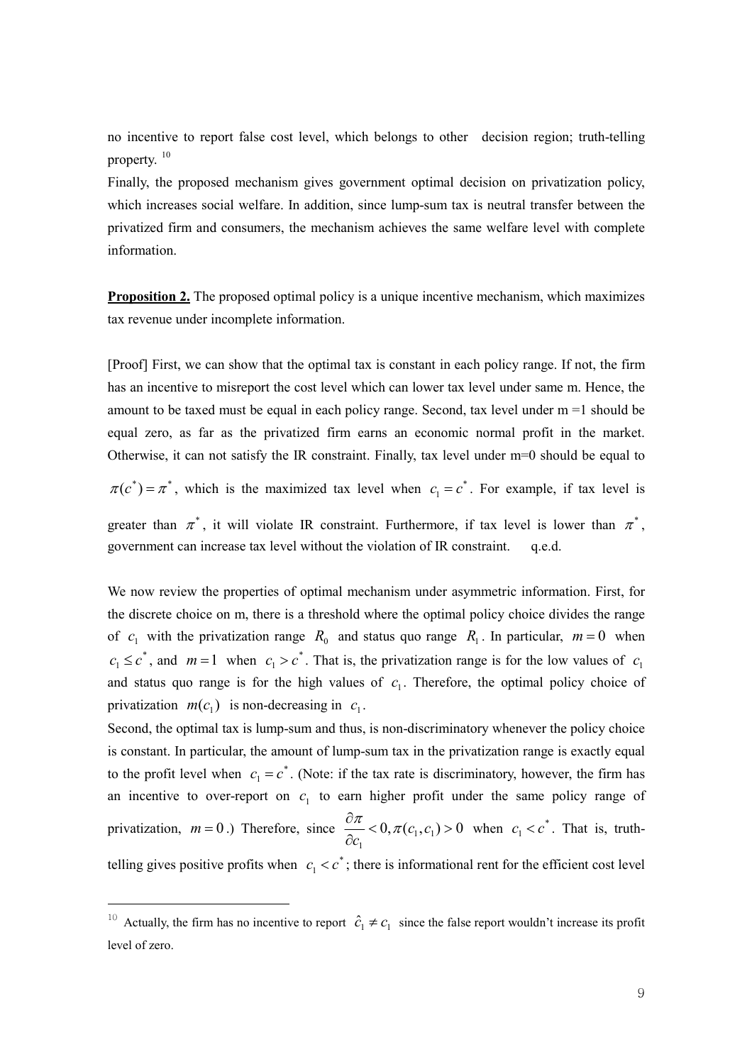no incentive to report false cost level, which belongs to other decision region; truth-telling property. [10]

Finally, the proposed mechanism gives government optimal decision on privatization policy, which increases social welfare. In addition, since lump-sum tax is neutral transfer between the privatized firm and consumers, the mechanism achieves the same welfare level with complete information.

**Proposition 2.** The proposed optimal policy is a unique incentive mechanism, which maximizes tax revenue under incomplete information.

[Proof] First, we can show that the optimal tax is constant in each policy range. If not, the firm has an incentive to misreport the cost level which can lower tax level under same m. Hence, the amount to be taxed must be equal in each policy range. Second, tax level under m =1 should be equal zero, as far as the privatized firm earns an economic normal profit in the market. Otherwise, it can not satisfy the IR constraint. Finally, tax level under m=0 should be equal to $\pi(c^*) = \pi^*$, which is the maximized tax level when $c_1 = c^*$. For example, if tax level is greater than $\pi^*$, it will violate IR constraint. Furthermore, if tax level is lower than $\pi^*$, government can increase tax level without the violation of IR constraint. q.e.d.

We now review the properties of optimal mechanism under asymmetric information. First, for the discrete choice on m, there is a threshold where the optimal policy choice divides the range of $c_1$ with the privatization range $R_0$ and status quo range $R_1$. In particular, $m = 0$ when $c_1 \leq c^*$, and $m = 1$ when $c_1 > c^*$. That is, the privatization range is for the low values of $c_1$ and status quo range is for the high values of $c_1$. Therefore, the optimal policy choice of privatization $m(c_1)$ is non-decreasing in $c_1$.

Second, the optimal tax is lump-sum and thus, is non-discriminatory whenever the policy choice is constant. In particular, the amount of lump-sum tax in the privatization range is exactly equal to the profit level when $c_1 = c^*$. (Note: if the tax rate is discriminatory, however, the firm has an incentive to over-report on $c_1$ to earn higher profit under the same policy range of privatization, $m = 0$.) Therefore, since $\frac{\partial \pi}{\partial c_1} < 0, \pi(c_1, c_1) > 0$ when $c_1 < c^*$. That is, truth-telling gives positive profits when $c_1 < c^*$; there is informational rent for the efficient cost level

[10] Actually, the firm has no incentive to report $\hat{c}_1 \neq c_1$ since the false report wouldn't increase its profit level of zero.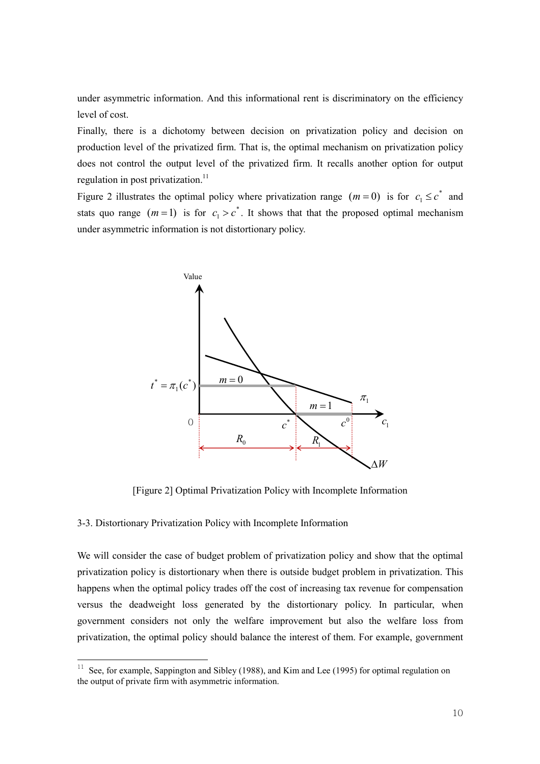under asymmetric information. And this informational rent is discriminatory on the efficiency level of cost.

Finally, there is a dichotomy between decision on privatization policy and decision on production level of the privatized firm. That is, the optimal mechanism on privatization policy does not control the output level of the privatized firm. It recalls another option for output regulation in post privatization.[11]

Figure 2 illustrates the optimal policy where privatization range $(m = 0)$ is for $c_1 \le c^*$ and stats quo range $(m = 1)$ is for $c_1 > c^*$. It shows that that the proposed optimal mechanism under asymmetric information is not distortionary policy.

[Figure 2] Optimal Privatization Policy with Incomplete Information

3-3. Distortionary Privatization Policy with Incomplete Information

We will consider the case of budget problem of privatization policy and show that the optimal privatization policy is distortionary when there is outside budget problem in privatization. This happens when the optimal policy trades off the cost of increasing tax revenue for compensation versus the deadweight loss generated by the distortionary policy. In particular, when government considers not only the welfare improvement but also the welfare loss from privatization, the optimal policy should balance the interest of them. For example, government

[11] See, for example, Sappington and Sibley (1988), and Kim and Lee (1995) for optimal regulation on the output of private firm with asymmetric information.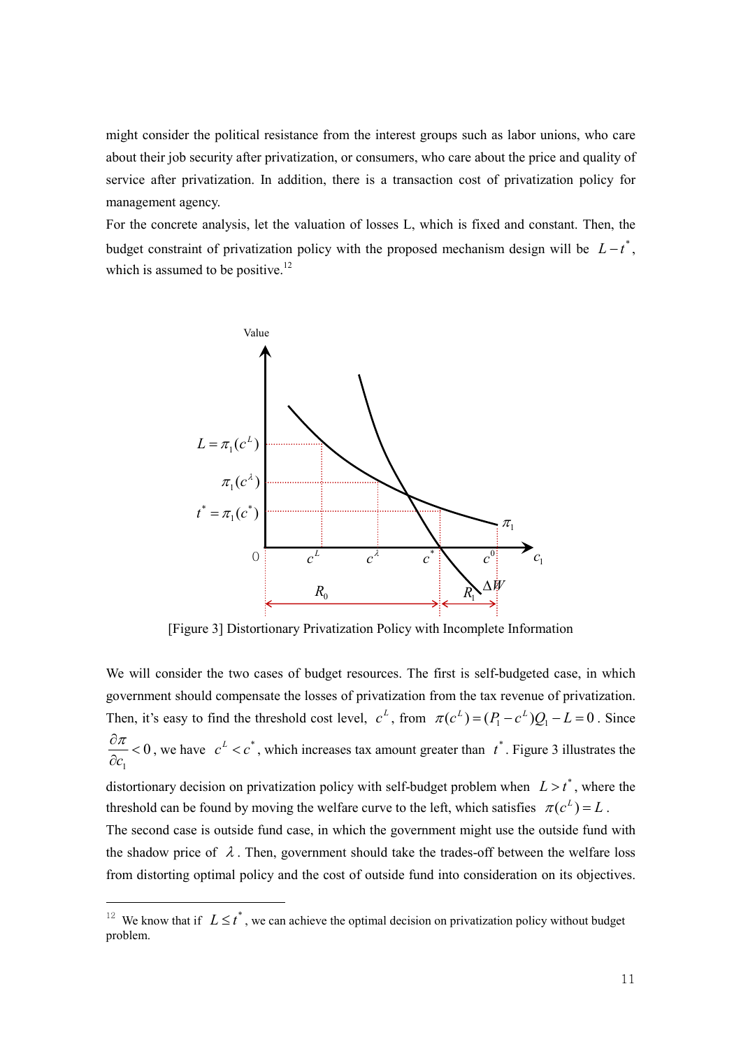might consider the political resistance from the interest groups such as labor unions, who care about their job security after privatization, or consumers, who care about the price and quality of service after privatization. In addition, there is a transaction cost of privatization policy for management agency.

For the concrete analysis, let the valuation of losses L, which is fixed and constant. Then, the budget constraint of privatization policy with the proposed mechanism design will be $L - t^*$, which is assumed to be positive.[12]

[Figure 3] Distortionary Privatization Policy with Incomplete Information

We will consider the two cases of budget resources. The first is self-budgeted case, in which government should compensate the losses of privatization from the tax revenue of privatization. Then, it's easy to find the threshold cost level, $c^L$, from $\pi(c^L) = (P_1 - c^L)Q_1 - L = 0$. Since $\frac{\partial \pi}{\partial c_1} < 0$, we have $c^L < c^*$, which increases tax amount greater than $t^*$. Figure 3 illustrates the distortionary decision on privatization policy with self-budget problem when $L > t^*$, where the threshold can be found by moving the welfare curve to the left, which satisfies $\pi(c^L) = L$.

The second case is outside fund case, in which the government might use the outside fund with the shadow price of $\lambda$. Then, government should take the trades-off between the welfare loss from distorting optimal policy and the cost of outside fund into consideration on its objectives.

[12] We know that if $L \le t^*$, we can achieve the optimal decision on privatization policy without budget problem.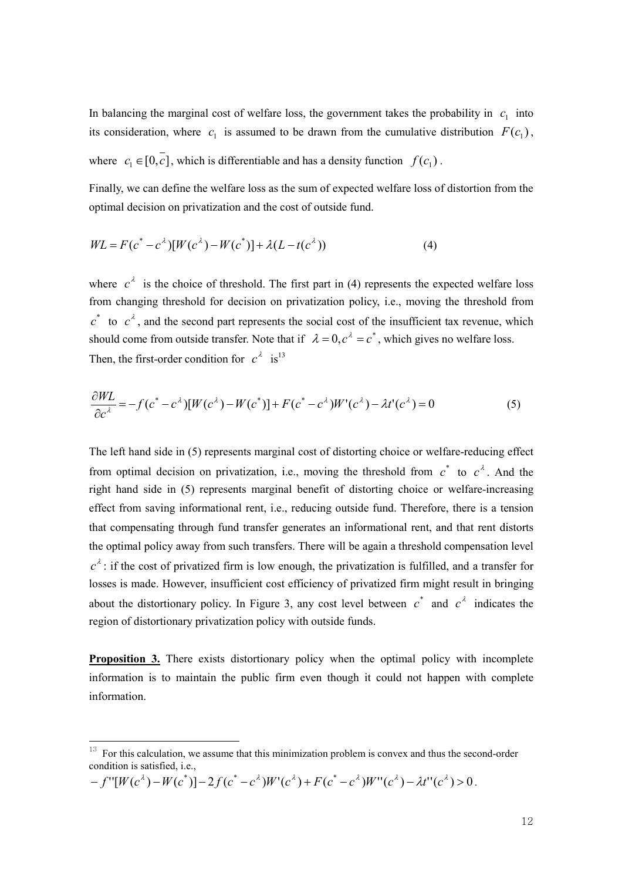In balancing the marginal cost of welfare loss, the government takes the probability in $c_1$ into its consideration, where $c_1$ is assumed to be drawn from the cumulative distribution $F(c_1)$, where $c_1 \in [0, \bar{c}]$, which is differentiable and has a density function $f(c_1)$.

Finally, we can define the welfare loss as the sum of expected welfare loss of distortion from the optimal decision on privatization and the cost of outside fund.

$$WL = F(c^* - c^\lambda)[W(c^\lambda) - W(c^*)] + \lambda(L - t(c^\lambda)) \tag{4}$$

where $c^\lambda$ is the choice of threshold. The first part in (4) represents the expected welfare loss from changing threshold for decision on privatization policy, i.e., moving the threshold from $c^*$ to $c^\lambda$, and the second part represents the social cost of the insufficient tax revenue, which should come from outside transfer. Note that if $\lambda = 0, c^\lambda = c^*$, which gives no welfare loss.
Then, the first-order condition for $c^\lambda$ is[13]

$$\frac{\partial WL}{\partial c^\lambda} = -f(c^* - c^\lambda)[W(c^\lambda) - W(c^*)] + F(c^* - c^\lambda)W'(c^\lambda) - \lambda t'(c^\lambda) = 0 \tag{5}$$

The left hand side in (5) represents marginal cost of distorting choice or welfare-reducing effect from optimal decision on privatization, i.e., moving the threshold from $c^*$ to $c^\lambda$. And the right hand side in (5) represents marginal benefit of distorting choice or welfare-increasing effect from saving informational rent, i.e., reducing outside fund. Therefore, there is a tension that compensating through fund transfer generates an informational rent, and that rent distorts the optimal policy away from such transfers. There will be again a threshold compensation level $c^\lambda$: if the cost of privatized firm is low enough, the privatization is fulfilled, and a transfer for losses is made. However, insufficient cost efficiency of privatized firm might result in bringing about the distortionary policy. In Figure 3, any cost level between $c^*$ and $c^\lambda$ indicates the region of distortionary privatization policy with outside funds.

**Proposition 3.** There exists distortionary policy when the optimal policy with incomplete information is to maintain the public firm even though it could not happen with complete information.

---

[13] For this calculation, we assume that this minimization problem is convex and thus the second-order condition is satisfied, i.e.,
$-f''[W(c^\lambda) - W(c^*)] - 2f(c^* - c^\lambda)W'(c^\lambda) + F(c^* - c^\lambda)W''(c^\lambda) - \lambda t''(c^\lambda) > 0$.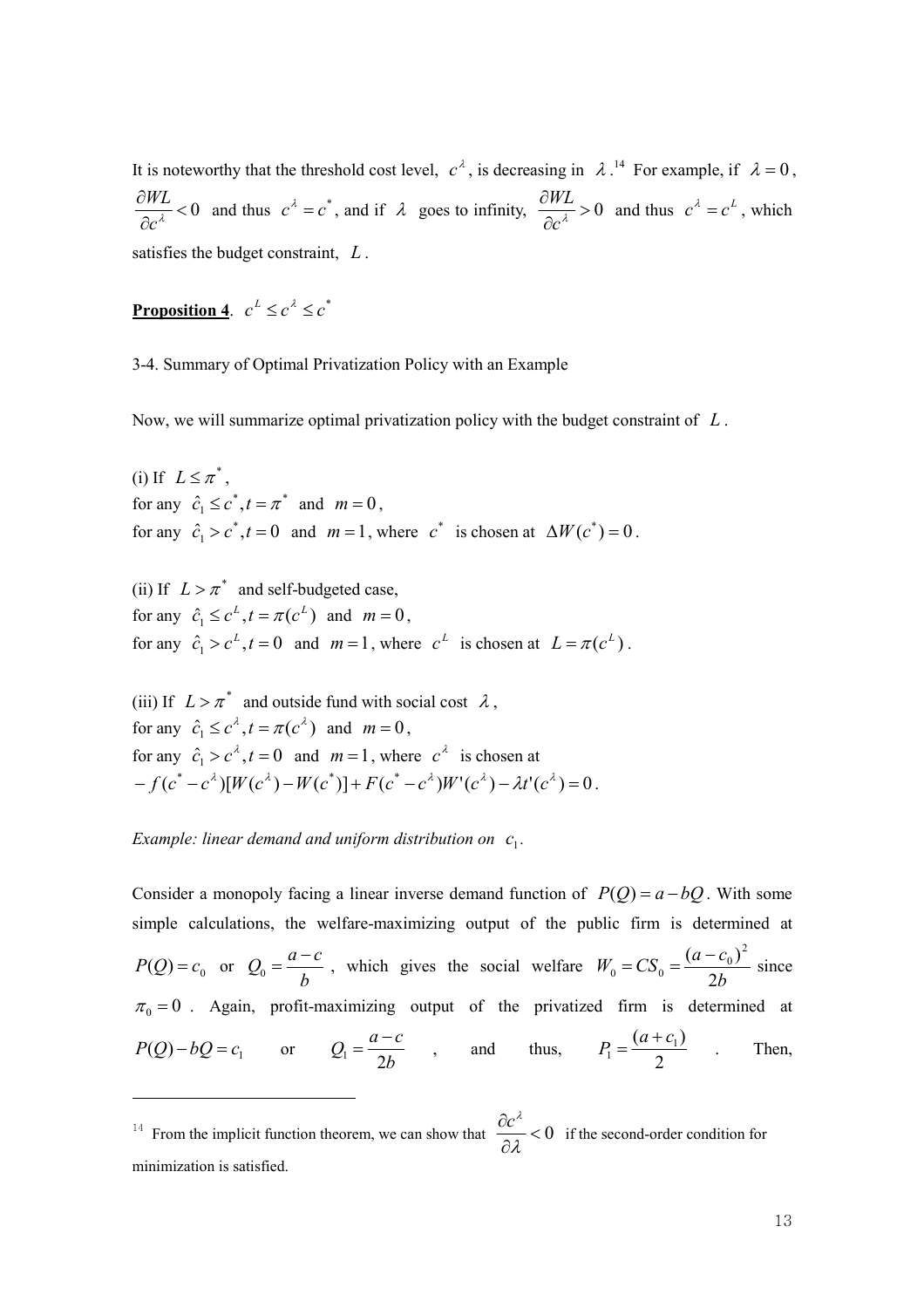It is noteworthy that the threshold cost level, $c^{\lambda}$, is decreasing in $\lambda$.[14] For example, if $\lambda = 0$, $\frac{\partial WL}{\partial c^{\lambda}} < 0$ and thus $c^{\lambda} = c^{*}$, and if $\lambda$ goes to infinity, $\frac{\partial WL}{\partial c^{\lambda}} > 0$ and thus $c^{\lambda} = c^{L}$, which satisfies the budget constraint, $L$.

**Proposition 4**. $c^{L} \le c^{\lambda} \le c^{*}$

3-4. Summary of Optimal Privatization Policy with an Example

Now, we will summarize optimal privatization policy with the budget constraint of $L$.

(i) If $L \le \pi^{*}$,
for any $\hat{c}_1 \le c^{*}, t = \pi^{*}$ and $m = 0$,
for any $\hat{c}_1 > c^{*}, t = 0$ and $m = 1$, where $c^{*}$ is chosen at $\Delta W(c^{*}) = 0$.

(ii) If $L > \pi^{*}$ and self-budgeted case,
for any $\hat{c}_1 \le c^{L}, t = \pi(c^{L})$ and $m = 0$,
for any $\hat{c}_1 > c^{L}, t = 0$ and $m = 1$, where $c^{L}$ is chosen at $L = \pi(c^{L})$.

(iii) If $L > \pi^{*}$ and outside fund with social cost $\lambda$,
for any $\hat{c}_1 \le c^{\lambda}, t = \pi(c^{\lambda})$ and $m = 0$,
for any $\hat{c}_1 > c^{\lambda}, t = 0$ and $m = 1$, where $c^{\lambda}$ is chosen at
$-f(c^{*} - c^{\lambda})[W(c^{\lambda}) - W(c^{*})] + F(c^{*} - c^{\lambda})W'(c^{\lambda}) - \lambda t'(c^{\lambda}) = 0$.

*Example: linear demand and uniform distribution on* $c_1$.

Consider a monopoly facing a linear inverse demand function of $P(Q) = a - bQ$. With some simple calculations, the welfare-maximizing output of the public firm is determined at $P(Q) = c_0$ or $Q_0 = \frac{a-c}{b}$, which gives the social welfare $W_0 = CS_0 = \frac{(a-c_0)^2}{2b}$ since $\pi_0 = 0$. Again, profit-maximizing output of the privatized firm is determined at $P(Q) - bQ = c_1$ or $Q_1 = \frac{a-c}{2b}$, and thus, $P_1 = \frac{(a+c_1)}{2}$. Then,

[14] From the implicit function theorem, we can show that $\frac{\partial c^{\lambda}}{\partial \lambda} < 0$ if the second-order condition for minimization is satisfied.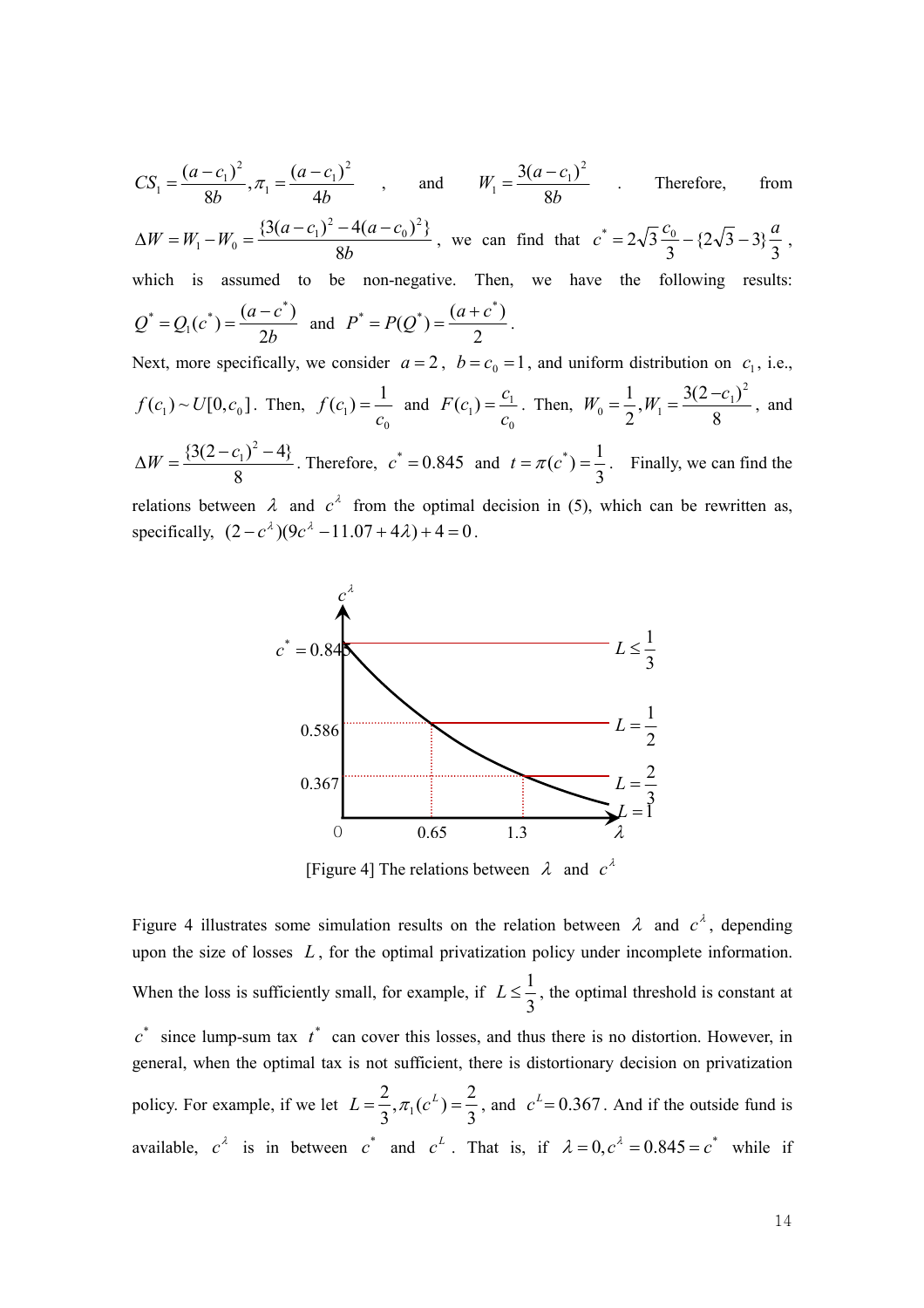$CS_1 = \frac{(a-c_1)^2}{8b}, \pi_1 = \frac{(a-c_1)^2}{4b}$ , and $W_1 = \frac{3(a-c_1)^2}{8b}$ . Therefore, from $\Delta W = W_1 - W_0 = \frac{\{3(a-c_1)^2 - 4(a-c_0)^2\}}{8b}$, we can find that $c^* = 2\sqrt{3}\frac{c_0}{3} - \{2\sqrt{3}-3\}\frac{a}{3}$, which is assumed to be non-negative. Then, we have the following results: $Q^* = Q_1(c^*) = \frac{(a-c^*)}{2b}$ and $P^* = P(Q^*) = \frac{(a+c^*)}{2}$.

Next, more specifically, we consider $a = 2$, $b = c_0 = 1$, and uniform distribution on $c_1$, i.e., $f(c_1) \sim U[0, c_0]$. Then, $f(c_1) = \frac{1}{c_0}$ and $F(c_1) = \frac{c_1}{c_0}$. Then, $W_0 = \frac{1}{2}, W_1 = \frac{3(2-c_1)^2}{8}$, and $\Delta W = \frac{\{3(2-c_1)^2 - 4\}}{8}$. Therefore, $c^* = 0.845$ and $t = \pi(c^*) = \frac{1}{3}$. Finally, we can find the relations between $\lambda$ and $c^\lambda$ from the optimal decision in (5), which can be rewritten as, specifically, $(2-c^\lambda)(9c^\lambda - 11.07 + 4\lambda) + 4 = 0$.

[Figure 4] The relations between $\lambda$ and $c^\lambda$

Figure 4 illustrates some simulation results on the relation between $\lambda$ and $c^\lambda$, depending upon the size of losses $L$, for the optimal privatization policy under incomplete information. When the loss is sufficiently small, for example, if $L \leq \frac{1}{3}$, the optimal threshold is constant at $c^*$ since lump-sum tax $t^*$ can cover this losses, and thus there is no distortion. However, in general, when the optimal tax is not sufficient, there is distortionary decision on privatization policy. For example, if we let $L = \frac{2}{3}, \pi_1(c^L) = \frac{2}{3}$, and $c^L = 0.367$. And if the outside fund is available, $c^\lambda$ is in between $c^*$ and $c^L$. That is, if $\lambda = 0, c^\lambda = 0.845 = c^*$ while if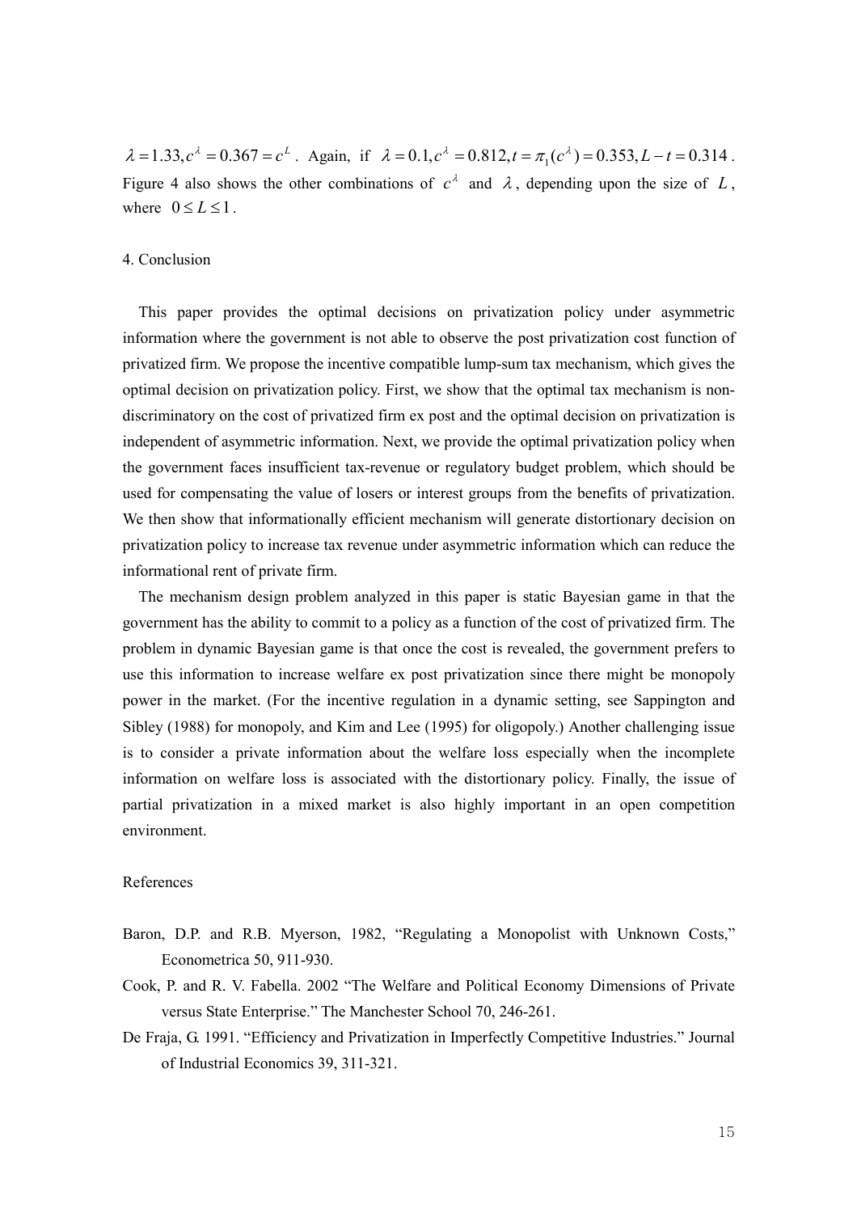$\lambda = 1.33, c^{\lambda} = 0.367 = c^{L}$. Again, if $\lambda = 0.1, c^{\lambda} = 0.812, t = \pi_1(c^{\lambda}) = 0.353, L - t = 0.314$. Figure 4 also shows the other combinations of $c^{\lambda}$ and $\lambda$, depending upon the size of $L$, where $0 \leq L \leq 1$.

## 4. Conclusion

This paper provides the optimal decisions on privatization policy under asymmetric information where the government is not able to observe the post privatization cost function of privatized firm. We propose the incentive compatible lump-sum tax mechanism, which gives the optimal decision on privatization policy. First, we show that the optimal tax mechanism is non-discriminatory on the cost of privatized firm ex post and the optimal decision on privatization is independent of asymmetric information. Next, we provide the optimal privatization policy when the government faces insufficient tax-revenue or regulatory budget problem, which should be used for compensating the value of losers or interest groups from the benefits of privatization. We then show that informationally efficient mechanism will generate distortionary decision on privatization policy to increase tax revenue under asymmetric information which can reduce the informational rent of private firm.

The mechanism design problem analyzed in this paper is static Bayesian game in that the government has the ability to commit to a policy as a function of the cost of privatized firm. The problem in dynamic Bayesian game is that once the cost is revealed, the government prefers to use this information to increase welfare ex post privatization since there might be monopoly power in the market. (For the incentive regulation in a dynamic setting, see Sappington and Sibley (1988) for monopoly, and Kim and Lee (1995) for oligopoly.) Another challenging issue is to consider a private information about the welfare loss especially when the incomplete information on welfare loss is associated with the distortionary policy. Finally, the issue of partial privatization in a mixed market is also highly important in an open competition environment.

## References

Baron, D.P. and R.B. Myerson, 1982, "Regulating a Monopolist with Unknown Costs," Econometrica 50, 911-930.

Cook, P. and R. V. Fabella. 2002 "The Welfare and Political Economy Dimensions of Private versus State Enterprise." The Manchester School 70, 246-261.

De Fraja, G. 1991. "Efficiency and Privatization in Imperfectly Competitive Industries." Journal of Industrial Economics 39, 311-321.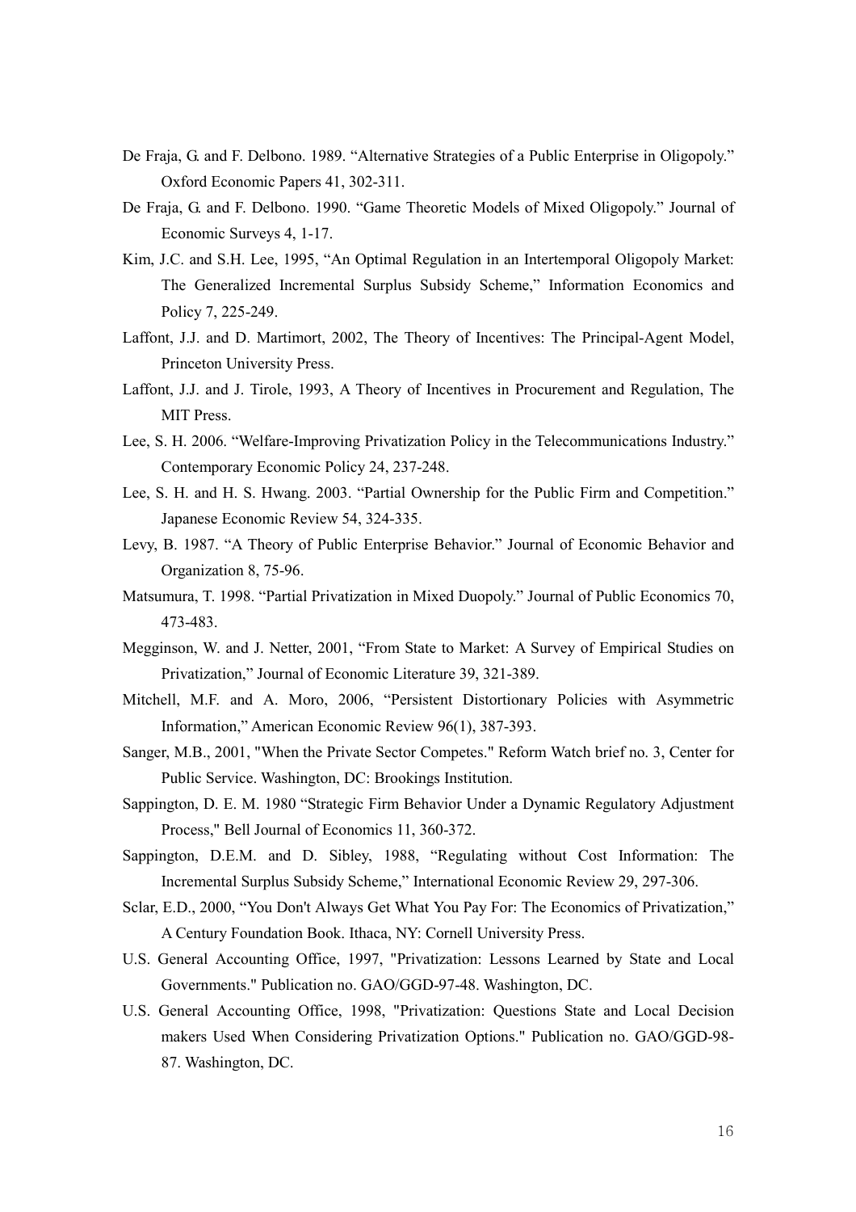De Fraja, G. and F. Delbono. 1989. "Alternative Strategies of a Public Enterprise in Oligopoly." Oxford Economic Papers 41, 302-311.

De Fraja, G. and F. Delbono. 1990. "Game Theoretic Models of Mixed Oligopoly." Journal of Economic Surveys 4, 1-17.

Kim, J.C. and S.H. Lee, 1995, "An Optimal Regulation in an Intertemporal Oligopoly Market: The Generalized Incremental Surplus Subsidy Scheme," Information Economics and Policy 7, 225-249.

Laffont, J.J. and D. Martimort, 2002, The Theory of Incentives: The Principal-Agent Model, Princeton University Press.

Laffont, J.J. and J. Tirole, 1993, A Theory of Incentives in Procurement and Regulation, The MIT Press.

Lee, S. H. 2006. "Welfare-Improving Privatization Policy in the Telecommunications Industry." Contemporary Economic Policy 24, 237-248.

Lee, S. H. and H. S. Hwang. 2003. "Partial Ownership for the Public Firm and Competition." Japanese Economic Review 54, 324-335.

Levy, B. 1987. "A Theory of Public Enterprise Behavior." Journal of Economic Behavior and Organization 8, 75-96.

Matsumura, T. 1998. "Partial Privatization in Mixed Duopoly." Journal of Public Economics 70, 473-483.

Megginson, W. and J. Netter, 2001, "From State to Market: A Survey of Empirical Studies on Privatization," Journal of Economic Literature 39, 321-389.

Mitchell, M.F. and A. Moro, 2006, "Persistent Distortionary Policies with Asymmetric Information," American Economic Review 96(1), 387-393.

Sanger, M.B., 2001, "When the Private Sector Competes." Reform Watch brief no. 3, Center for Public Service. Washington, DC: Brookings Institution.

Sappington, D. E. M. 1980 "Strategic Firm Behavior Under a Dynamic Regulatory Adjustment Process," Bell Journal of Economics 11, 360-372.

Sappington, D.E.M. and D. Sibley, 1988, "Regulating without Cost Information: The Incremental Surplus Subsidy Scheme," International Economic Review 29, 297-306.

Sclar, E.D., 2000, "You Don't Always Get What You Pay For: The Economics of Privatization," A Century Foundation Book. Ithaca, NY: Cornell University Press.

U.S. General Accounting Office, 1997, "Privatization: Lessons Learned by State and Local Governments." Publication no. GAO/GGD-97-48. Washington, DC.

U.S. General Accounting Office, 1998, "Privatization: Questions State and Local Decision makers Used When Considering Privatization Options." Publication no. GAO/GGD-98-87. Washington, DC.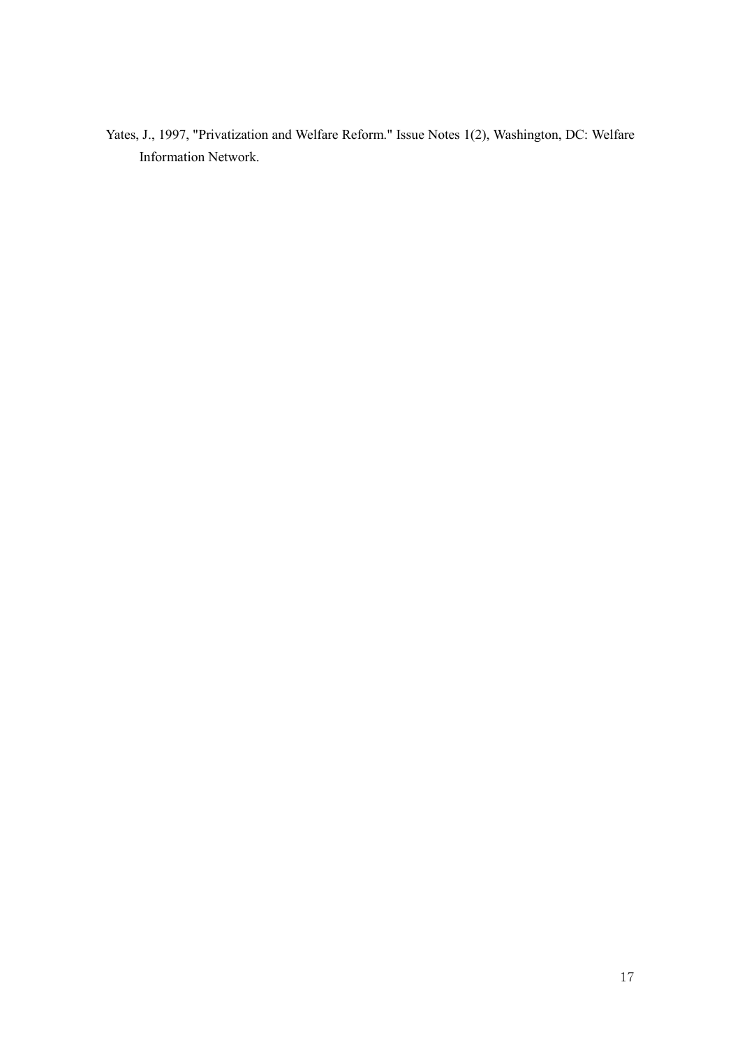Yates, J., 1997, "Privatization and Welfare Reform." Issue Notes 1(2), Washington, DC: Welfare Information Network.